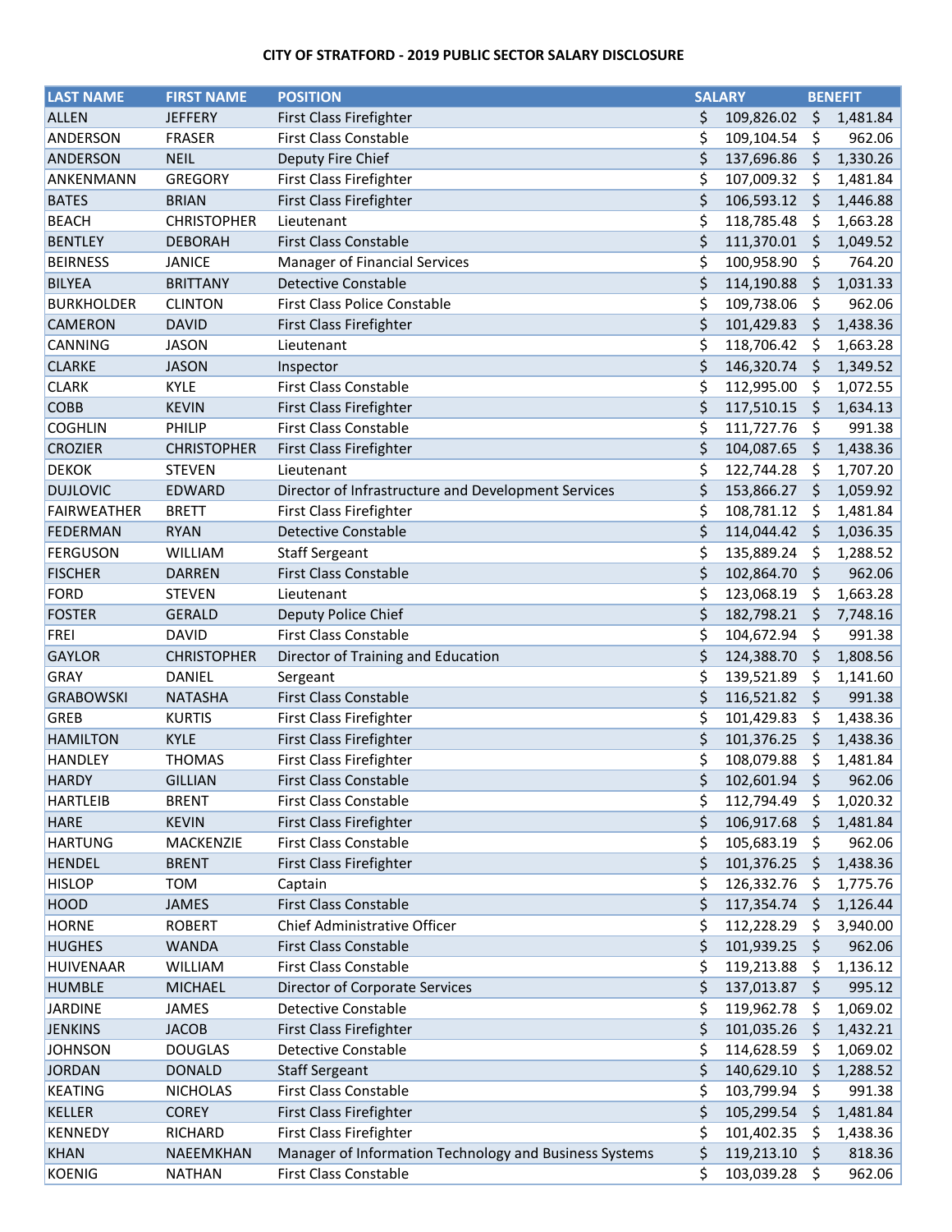**CITY OF STRATFORD - 2019 PUBLIC SECTOR SALARY DISCLOSURE**

| LAST NAME | FIRST NAME | POSITION | SALARY | BENEFIT |
|---|---|---|---|---|
| ALLEN | JEFFERY | First Class Firefighter | $ 109,826.02 | $ 1,481.84 |
| ANDERSON | FRASER | First Class Constable | $ 109,104.54 | $ 962.06 |
| ANDERSON | NEIL | Deputy Fire Chief | $ 137,696.86 | $ 1,330.26 |
| ANKENMANN | GREGORY | First Class Firefighter | $ 107,009.32 | $ 1,481.84 |
| BATES | BRIAN | First Class Firefighter | $ 106,593.12 | $ 1,446.88 |
| BEACH | CHRISTOPHER | Lieutenant | $ 118,785.48 | $ 1,663.28 |
| BENTLEY | DEBORAH | First Class Constable | $ 111,370.01 | $ 1,049.52 |
| BEIRNESS | JANICE | Manager of Financial Services | $ 100,958.90 | $ 764.20 |
| BILYEA | BRITTANY | Detective Constable | $ 114,190.88 | $ 1,031.33 |
| BURKHOLDER | CLINTON | First Class Police Constable | $ 109,738.06 | $ 962.06 |
| CAMERON | DAVID | First Class Firefighter | $ 101,429.83 | $ 1,438.36 |
| CANNING | JASON | Lieutenant | $ 118,706.42 | $ 1,663.28 |
| CLARKE | JASON | Inspector | $ 146,320.74 | $ 1,349.52 |
| CLARK | KYLE | First Class Constable | $ 112,995.00 | $ 1,072.55 |
| COBB | KEVIN | First Class Firefighter | $ 117,510.15 | $ 1,634.13 |
| COGHLIN | PHILIP | First Class Constable | $ 111,727.76 | $ 991.38 |
| CROZIER | CHRISTOPHER | First Class Firefighter | $ 104,087.65 | $ 1,438.36 |
| DEKOK | STEVEN | Lieutenant | $ 122,744.28 | $ 1,707.20 |
| DUJLOVIC | EDWARD | Director of Infrastructure and Development Services | $ 153,866.27 | $ 1,059.92 |
| FAIRWEATHER | BRETT | First Class Firefighter | $ 108,781.12 | $ 1,481.84 |
| FEDERMAN | RYAN | Detective Constable | $ 114,044.42 | $ 1,036.35 |
| FERGUSON | WILLIAM | Staff Sergeant | $ 135,889.24 | $ 1,288.52 |
| FISCHER | DARREN | First Class Constable | $ 102,864.70 | $ 962.06 |
| FORD | STEVEN | Lieutenant | $ 123,068.19 | $ 1,663.28 |
| FOSTER | GERALD | Deputy Police Chief | $ 182,798.21 | $ 7,748.16 |
| FREI | DAVID | First Class Constable | $ 104,672.94 | $ 991.38 |
| GAYLOR | CHRISTOPHER | Director of Training and Education | $ 124,388.70 | $ 1,808.56 |
| GRAY | DANIEL | Sergeant | $ 139,521.89 | $ 1,141.60 |
| GRABOWSKI | NATASHA | First Class Constable | $ 116,521.82 | $ 991.38 |
| GREB | KURTIS | First Class Firefighter | $ 101,429.83 | $ 1,438.36 |
| HAMILTON | KYLE | First Class Firefighter | $ 101,376.25 | $ 1,438.36 |
| HANDLEY | THOMAS | First Class Firefighter | $ 108,079.88 | $ 1,481.84 |
| HARDY | GILLIAN | First Class Constable | $ 102,601.94 | $ 962.06 |
| HARTLEIB | BRENT | First Class Constable | $ 112,794.49 | $ 1,020.32 |
| HARE | KEVIN | First Class Firefighter | $ 106,917.68 | $ 1,481.84 |
| HARTUNG | MACKENZIE | First Class Constable | $ 105,683.19 | $ 962.06 |
| HENDEL | BRENT | First Class Firefighter | $ 101,376.25 | $ 1,438.36 |
| HISLOP | TOM | Captain | $ 126,332.76 | $ 1,775.76 |
| HOOD | JAMES | First Class Constable | $ 117,354.74 | $ 1,126.44 |
| HORNE | ROBERT | Chief Administrative Officer | $ 112,228.29 | $ 3,940.00 |
| HUGHES | WANDA | First Class Constable | $ 101,939.25 | $ 962.06 |
| HUIVENAAR | WILLIAM | First Class Constable | $ 119,213.88 | $ 1,136.12 |
| HUMBLE | MICHAEL | Director of Corporate Services | $ 137,013.87 | $ 995.12 |
| JARDINE | JAMES | Detective Constable | $ 119,962.78 | $ 1,069.02 |
| JENKINS | JACOB | First Class Firefighter | $ 101,035.26 | $ 1,432.21 |
| JOHNSON | DOUGLAS | Detective Constable | $ 114,628.59 | $ 1,069.02 |
| JORDAN | DONALD | Staff Sergeant | $ 140,629.10 | $ 1,288.52 |
| KEATING | NICHOLAS | First Class Constable | $ 103,799.94 | $ 991.38 |
| KELLER | COREY | First Class Firefighter | $ 105,299.54 | $ 1,481.84 |
| KENNEDY | RICHARD | First Class Firefighter | $ 101,402.35 | $ 1,438.36 |
| KHAN | NAEEMKHAN | Manager of Information Technology and Business Systems | $ 119,213.10 | $ 818.36 |
| KOENIG | NATHAN | First Class Constable | $ 103,039.28 | $ 962.06 |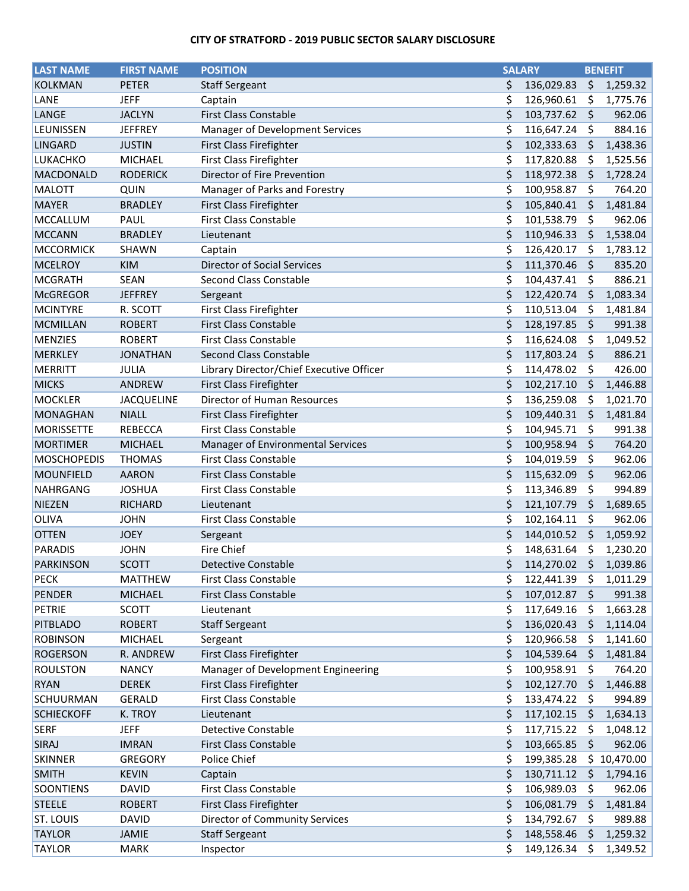**CITY OF STRATFORD - 2019 PUBLIC SECTOR SALARY DISCLOSURE**

| LAST NAME | FIRST NAME | POSITION | SALARY | BENEFIT |
|---|---|---|---|---|
| KOLKMAN | PETER | Staff Sergeant | $ 136,029.83 | $ 1,259.32 |
| LANE | JEFF | Captain | $ 126,960.61 | $ 1,775.76 |
| LANGE | JACLYN | First Class Constable | $ 103,737.62 | $ 962.06 |
| LEUNISSEN | JEFFREY | Manager of Development Services | $ 116,647.24 | $ 884.16 |
| LINGARD | JUSTIN | First Class Firefighter | $ 102,333.63 | $ 1,438.36 |
| LUKACHKO | MICHAEL | First Class Firefighter | $ 117,820.88 | $ 1,525.56 |
| MACDONALD | RODERICK | Director of Fire Prevention | $ 118,972.38 | $ 1,728.24 |
| MALOTT | QUIN | Manager of Parks and Forestry | $ 100,958.87 | $ 764.20 |
| MAYER | BRADLEY | First Class Firefighter | $ 105,840.41 | $ 1,481.84 |
| MCCALLUM | PAUL | First Class Constable | $ 101,538.79 | $ 962.06 |
| MCCANN | BRADLEY | Lieutenant | $ 110,946.33 | $ 1,538.04 |
| MCCORMICK | SHAWN | Captain | $ 126,420.17 | $ 1,783.12 |
| MCELROY | KIM | Director of Social Services | $ 111,370.46 | $ 835.20 |
| MCGRATH | SEAN | Second Class Constable | $ 104,437.41 | $ 886.21 |
| McGREGOR | JEFFREY | Sergeant | $ 122,420.74 | $ 1,083.34 |
| MCINTYRE | R. SCOTT | First Class Firefighter | $ 110,513.04 | $ 1,481.84 |
| MCMILLAN | ROBERT | First Class Constable | $ 128,197.85 | $ 991.38 |
| MENZIES | ROBERT | First Class Constable | $ 116,624.08 | $ 1,049.52 |
| MERKLEY | JONATHAN | Second Class Constable | $ 117,803.24 | $ 886.21 |
| MERRITT | JULIA | Library Director/Chief Executive Officer | $ 114,478.02 | $ 426.00 |
| MICKS | ANDREW | First Class Firefighter | $ 102,217.10 | $ 1,446.88 |
| MOCKLER | JACQUELINE | Director of Human Resources | $ 136,259.08 | $ 1,021.70 |
| MONAGHAN | NIALL | First Class Firefighter | $ 109,440.31 | $ 1,481.84 |
| MORISSETTE | REBECCA | First Class Constable | $ 104,945.71 | $ 991.38 |
| MORTIMER | MICHAEL | Manager of Environmental Services | $ 100,958.94 | $ 764.20 |
| MOSCHOPEDIS | THOMAS | First Class Constable | $ 104,019.59 | $ 962.06 |
| MOUNFIELD | AARON | First Class Constable | $ 115,632.09 | $ 962.06 |
| NAHRGANG | JOSHUA | First Class Constable | $ 113,346.89 | $ 994.89 |
| NIEZEN | RICHARD | Lieutenant | $ 121,107.79 | $ 1,689.65 |
| OLIVA | JOHN | First Class Constable | $ 102,164.11 | $ 962.06 |
| OTTEN | JOEY | Sergeant | $ 144,010.52 | $ 1,059.92 |
| PARADIS | JOHN | Fire Chief | $ 148,631.64 | $ 1,230.20 |
| PARKINSON | SCOTT | Detective Constable | $ 114,270.02 | $ 1,039.86 |
| PECK | MATTHEW | First Class Constable | $ 122,441.39 | $ 1,011.29 |
| PENDER | MICHAEL | First Class Constable | $ 107,012.87 | $ 991.38 |
| PETRIE | SCOTT | Lieutenant | $ 117,649.16 | $ 1,663.28 |
| PITBLADO | ROBERT | Staff Sergeant | $ 136,020.43 | $ 1,114.04 |
| ROBINSON | MICHAEL | Sergeant | $ 120,966.58 | $ 1,141.60 |
| ROGERSON | R. ANDREW | First Class Firefighter | $ 104,539.64 | $ 1,481.84 |
| ROULSTON | NANCY | Manager of Development Engineering | $ 100,958.91 | $ 764.20 |
| RYAN | DEREK | First Class Firefighter | $ 102,127.70 | $ 1,446.88 |
| SCHUURMAN | GERALD | First Class Constable | $ 133,474.22 | $ 994.89 |
| SCHIECKOFF | K. TROY | Lieutenant | $ 117,102.15 | $ 1,634.13 |
| SERF | JEFF | Detective Constable | $ 117,715.22 | $ 1,048.12 |
| SIRAJ | IMRAN | First Class Constable | $ 103,665.85 | $ 962.06 |
| SKINNER | GREGORY | Police Chief | $ 199,385.28 | $ 10,470.00 |
| SMITH | KEVIN | Captain | $ 130,711.12 | $ 1,794.16 |
| SOONTIENS | DAVID | First Class Constable | $ 106,989.03 | $ 962.06 |
| STEELE | ROBERT | First Class Firefighter | $ 106,081.79 | $ 1,481.84 |
| ST. LOUIS | DAVID | Director of Community Services | $ 134,792.67 | $ 989.88 |
| TAYLOR | JAMIE | Staff Sergeant | $ 148,558.46 | $ 1,259.32 |
| TAYLOR | MARK | Inspector | $ 149,126.34 | $ 1,349.52 |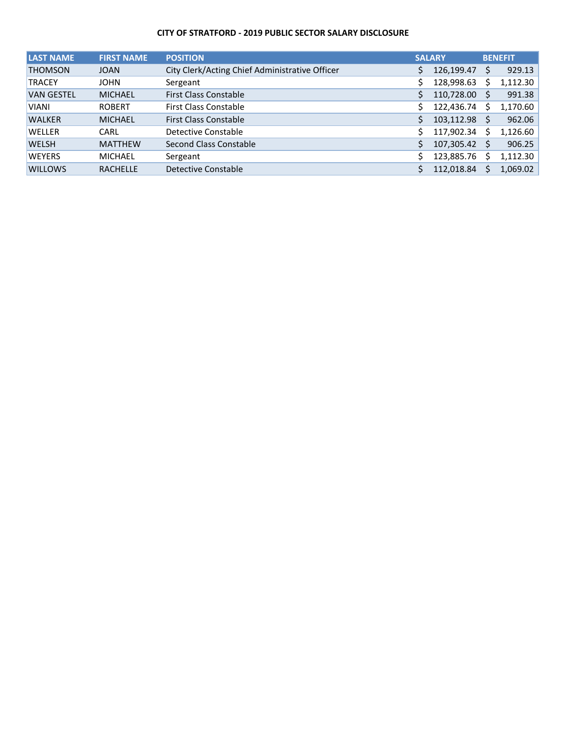**CITY OF STRATFORD - 2019 PUBLIC SECTOR SALARY DISCLOSURE**

| LAST NAME | FIRST NAME | POSITION | SALARY | BENEFIT |
|---|---|---|---|---|
| THOMSON | JOAN | City Clerk/Acting Chief Administrative Officer | $ 126,199.47 | $ 929.13 |
| TRACEY | JOHN | Sergeant | $ 128,998.63 | $ 1,112.30 |
| VAN GESTEL | MICHAEL | First Class Constable | $ 110,728.00 | $ 991.38 |
| VIANI | ROBERT | First Class Constable | $ 122,436.74 | $ 1,170.60 |
| WALKER | MICHAEL | First Class Constable | $ 103,112.98 | $ 962.06 |
| WELLER | CARL | Detective Constable | $ 117,902.34 | $ 1,126.60 |
| WELSH | MATTHEW | Second Class Constable | $ 107,305.42 | $ 906.25 |
| WEYERS | MICHAEL | Sergeant | $ 123,885.76 | $ 1,112.30 |
| WILLOWS | RACHELLE | Detective Constable | $ 112,018.84 | $ 1,069.02 |